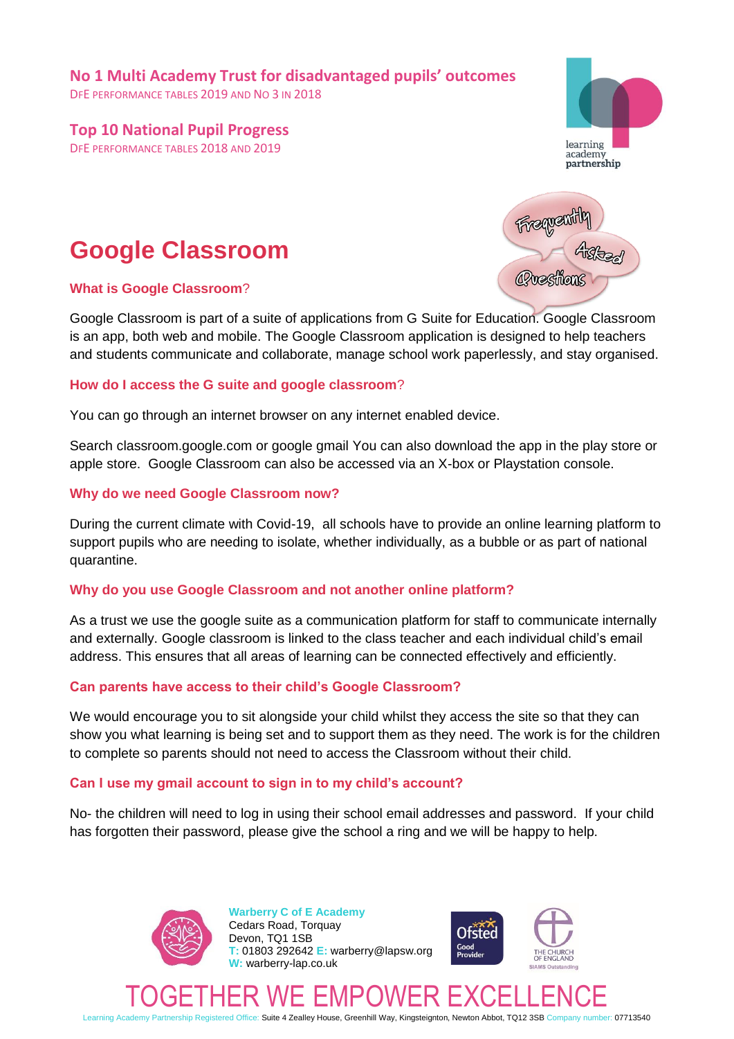**No 1 Multi Academy Trust for disadvantaged pupils' outcomes**
DFE PERFORMANCE TABLES 2019 AND NO 3 IN 2018

**Top 10 National Pupil Progress**
DFE PERFORMANCE TABLES 2018 AND 2019

# Google Classroom

### What is Google Classroom?

Google Classroom is part of a suite of applications from G Suite for Education. Google Classroom is an app, both web and mobile. The Google Classroom application is designed to help teachers and students communicate and collaborate, manage school work paperlessly, and stay organised.

### How do I access the G suite and google classroom?

You can go through an internet browser on any internet enabled device.

Search classroom.google.com or google gmail You can also download the app in the play store or apple store. Google Classroom can also be accessed via an X-box or Playstation console.

### Why do we need Google Classroom now?

During the current climate with Covid-19, all schools have to provide an online learning platform to support pupils who are needing to isolate, whether individually, as a bubble or as part of national quarantine.

### Why do you use Google Classroom and not another online platform?

As a trust we use the google suite as a communication platform for staff to communicate internally and externally. Google classroom is linked to the class teacher and each individual child's email address. This ensures that all areas of learning can be connected effectively and efficiently.

### Can parents have access to their child's Google Classroom?

We would encourage you to sit alongside your child whilst they access the site so that they can show you what learning is being set and to support them as they need. The work is for the children to complete so parents should not need to access the Classroom without their child.

### Can I use my gmail account to sign in to my child's account?

No- the children will need to log in using their school email addresses and password. If your child has forgotten their password, please give the school a ring and we will be happy to help.

**Warberry C of E Academy**
Cedars Road, Torquay
Devon, TQ1 1SB
T: 01803 292642 E: warberry@lapsw.org
W: warberry-lap.co.uk

TOGETHER WE EMPOWER EXCELLENCE

Learning Academy Partnership Registered Office: Suite 4 Zealley House, Greenhill Way, Kingsteignton, Newton Abbot, TQ12 3SB Company number: 07713540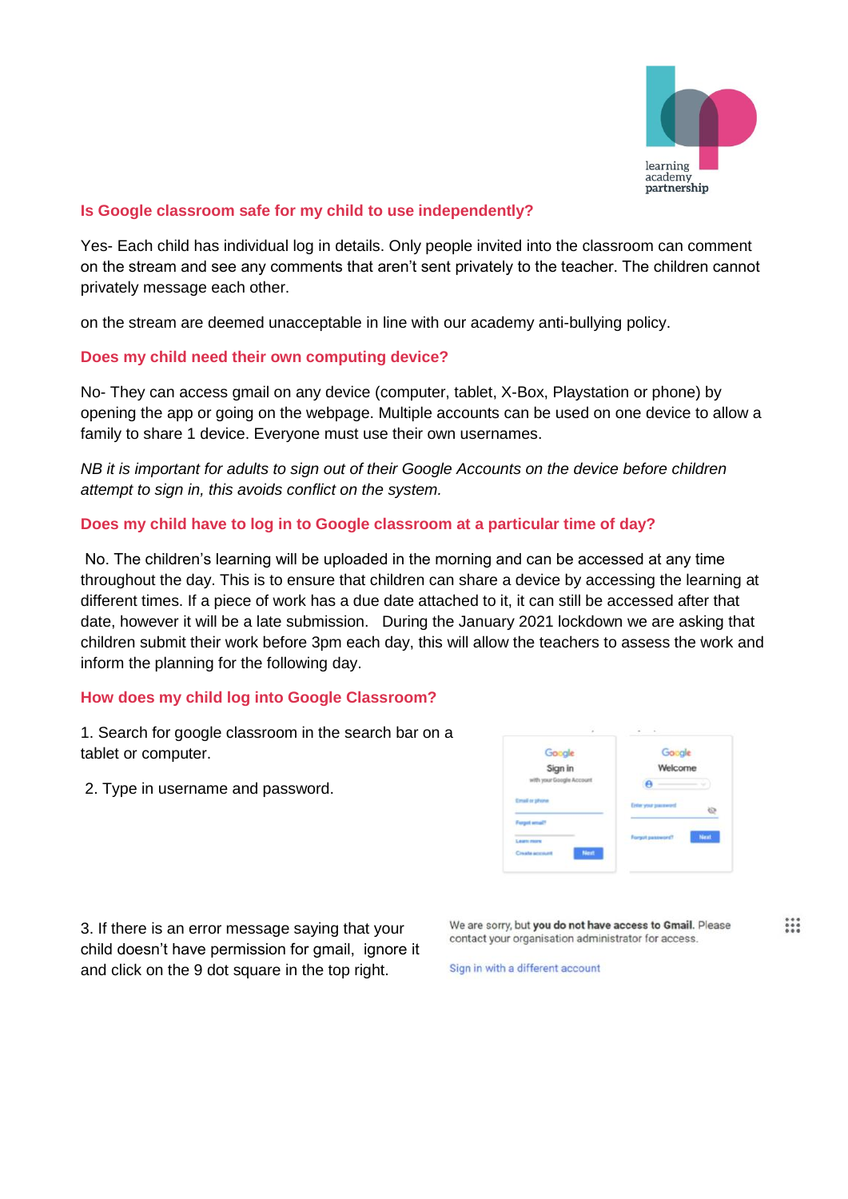## Is Google classroom safe for my child to use independently?

Yes- Each child has individual log in details. Only people invited into the classroom can comment on the stream and see any comments that aren't sent privately to the teacher. The children cannot privately message each other.

on the stream are deemed unacceptable in line with our academy anti-bullying policy.

## Does my child need their own computing device?

No- They can access gmail on any device (computer, tablet, X-Box, Playstation or phone) by opening the app or going on the webpage. Multiple accounts can be used on one device to allow a family to share 1 device. Everyone must use their own usernames.

*NB it is important for adults to sign out of their Google Accounts on the device before children attempt to sign in, this avoids conflict on the system.*

## Does my child have to log in to Google classroom at a particular time of day?

No. The children's learning will be uploaded in the morning and can be accessed at any time throughout the day. This is to ensure that children can share a device by accessing the learning at different times. If a piece of work has a due date attached to it, it can still be accessed after that date, however it will be a late submission. During the January 2021 lockdown we are asking that children submit their work before 3pm each day, this will allow the teachers to assess the work and inform the planning for the following day.

## How does my child log into Google Classroom?

1. Search for google classroom in the search bar on a tablet or computer.

2. Type in username and password.

3. If there is an error message saying that your child doesn't have permission for gmail, ignore it and click on the 9 dot square in the top right.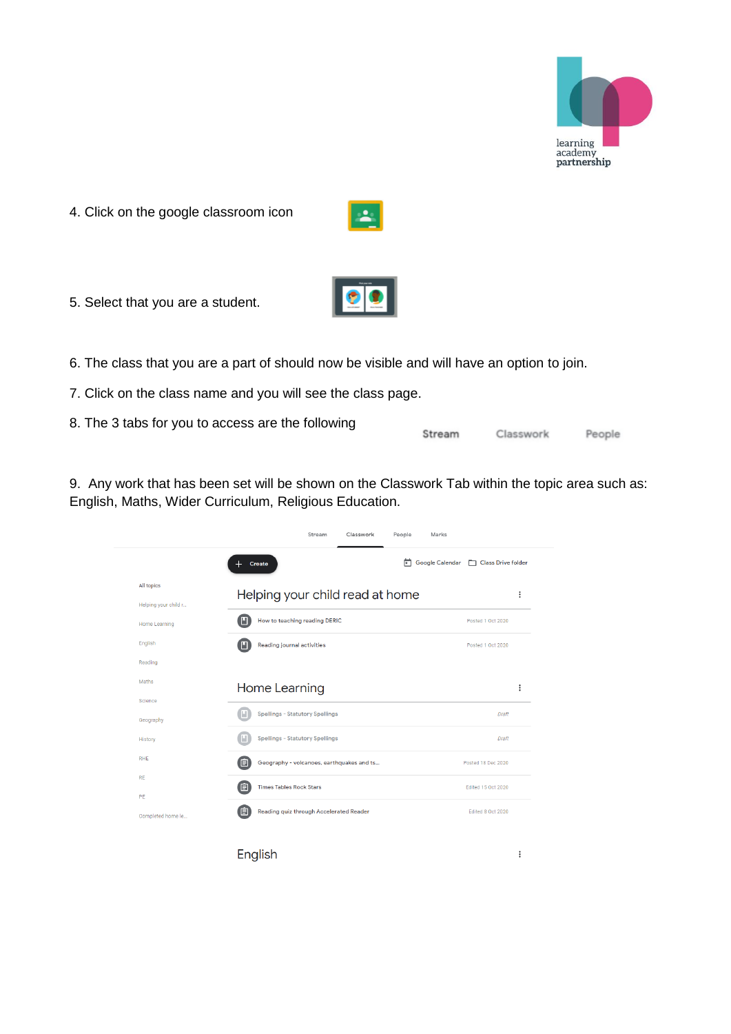4. Click on the google classroom icon

5. Select that you are a student.

6. The class that you are a part of should now be visible and will have an option to join.

7. Click on the class name and you will see the class page.

8. The 3 tabs for you to access are the following

Stream Classwork People

9. Any work that has been set will be shown on the Classwork Tab within the topic area such as: English, Maths, Wider Curriculum, Religious Education.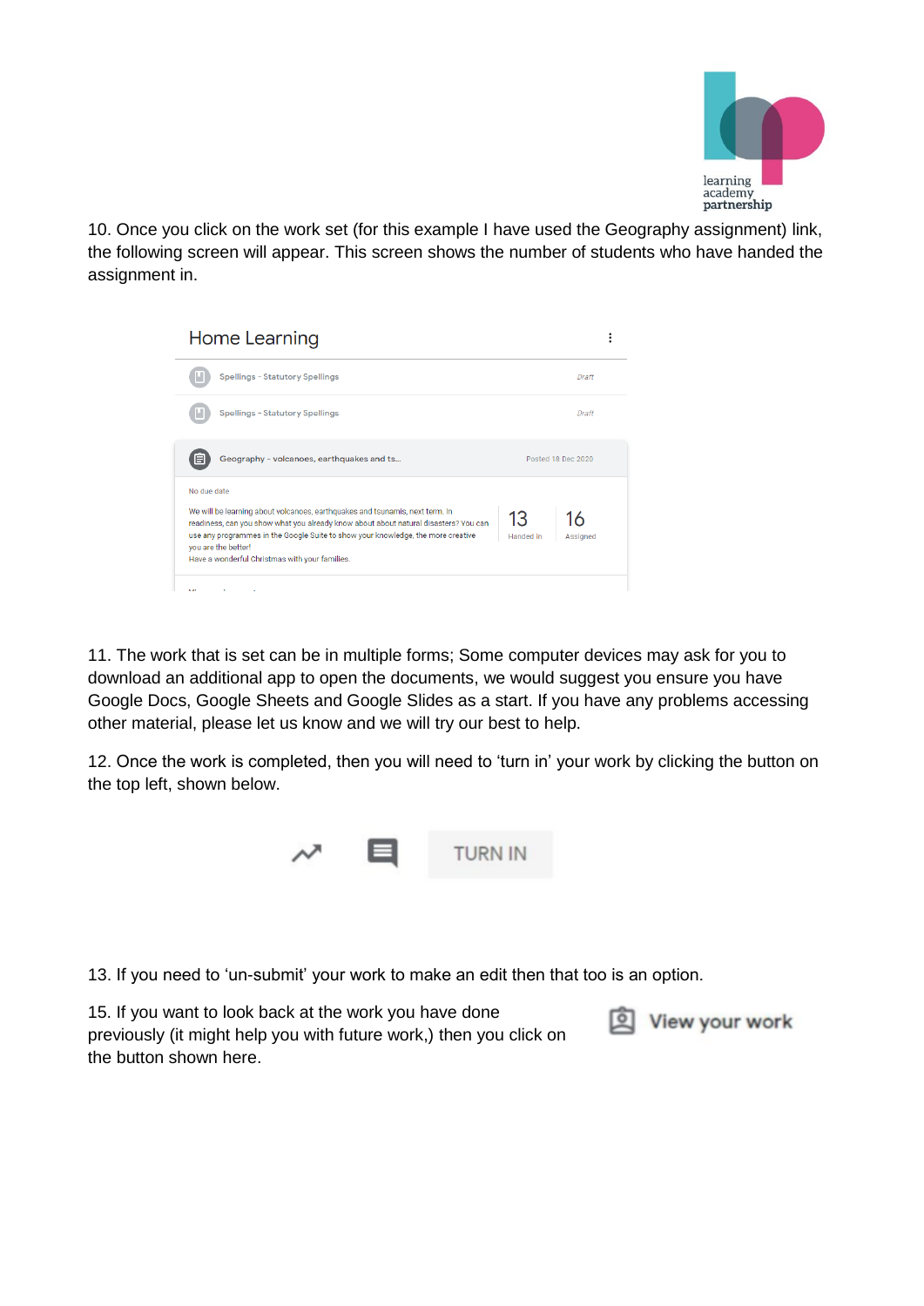10. Once you click on the work set (for this example I have used the Geography assignment) link, the following screen will appear. This screen shows the number of students who have handed the assignment in.

11. The work that is set can be in multiple forms; Some computer devices may ask for you to download an additional app to open the documents, we would suggest you ensure you have Google Docs, Google Sheets and Google Slides as a start. If you have any problems accessing other material, please let us know and we will try our best to help.

12. Once the work is completed, then you will need to 'turn in' your work by clicking the button on the top left, shown below.

13. If you need to 'un-submit' your work to make an edit then that too is an option.

15. If you want to look back at the work you have done previously (it might help you with future work,) then you click on the button shown here.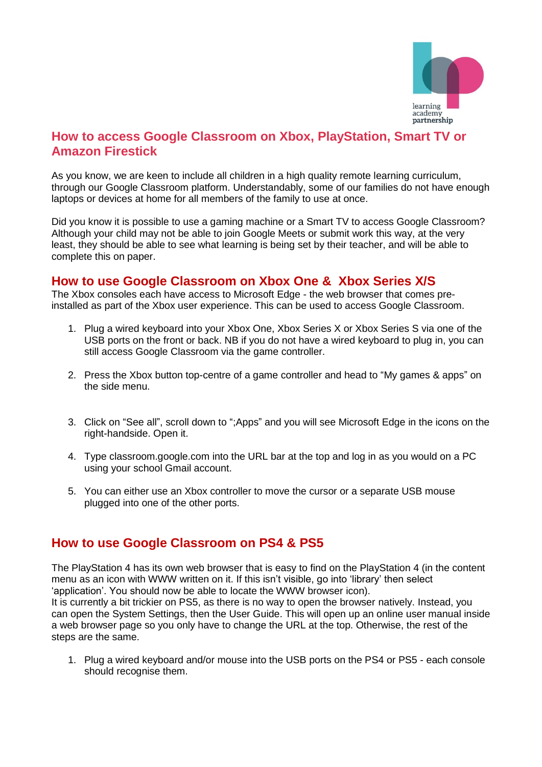# How to access Google Classroom on Xbox, PlayStation, Smart TV or Amazon Firestick

As you know, we are keen to include all children in a high quality remote learning curriculum, through our Google Classroom platform. Understandably, some of our families do not have enough laptops or devices at home for all members of the family to use at once.

Did you know it is possible to use a gaming machine or a Smart TV to access Google Classroom? Although your child may not be able to join Google Meets or submit work this way, at the very least, they should be able to see what learning is being set by their teacher, and will be able to complete this on paper.

## How to use Google Classroom on Xbox One & Xbox Series X/S

The Xbox consoles each have access to Microsoft Edge - the web browser that comes pre-installed as part of the Xbox user experience. This can be used to access Google Classroom.

1. Plug a wired keyboard into your Xbox One, Xbox Series X or Xbox Series S via one of the USB ports on the front or back. NB if you do not have a wired keyboard to plug in, you can still access Google Classroom via the game controller.

2. Press the Xbox button top-centre of a game controller and head to "My games & apps" on the side menu.

3. Click on "See all", scroll down to ";Apps" and you will see Microsoft Edge in the icons on the right-handside. Open it.

4. Type classroom.google.com into the URL bar at the top and log in as you would on a PC using your school Gmail account.

5. You can either use an Xbox controller to move the cursor or a separate USB mouse plugged into one of the other ports.

## How to use Google Classroom on PS4 & PS5

The PlayStation 4 has its own web browser that is easy to find on the PlayStation 4 (in the content menu as an icon with WWW written on it. If this isn't visible, go into 'library' then select 'application'. You should now be able to locate the WWW browser icon).
It is currently a bit trickier on PS5, as there is no way to open the browser natively. Instead, you can open the System Settings, then the User Guide. This will open up an online user manual inside a web browser page so you only have to change the URL at the top. Otherwise, the rest of the steps are the same.

1. Plug a wired keyboard and/or mouse into the USB ports on the PS4 or PS5 - each console should recognise them.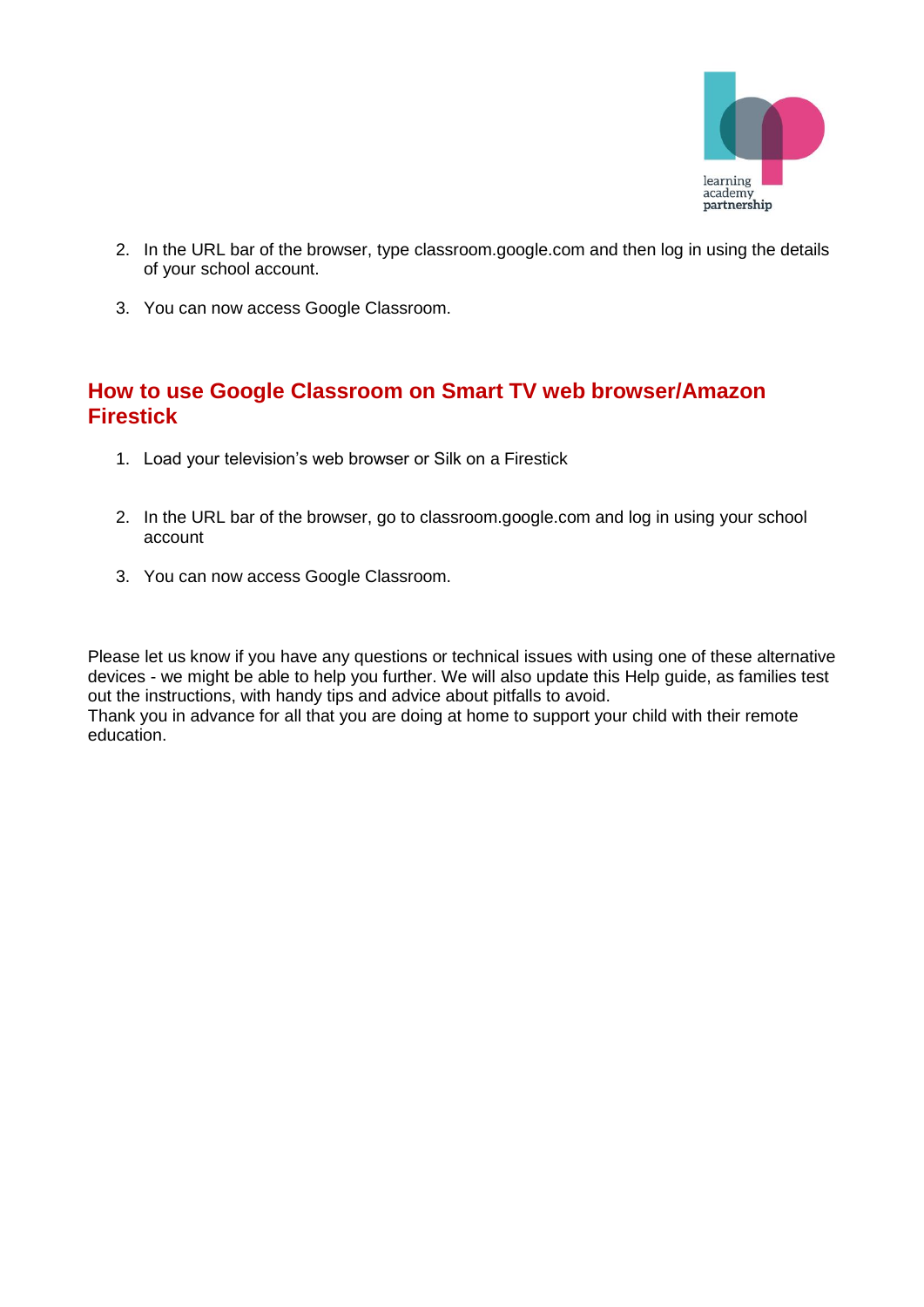2. In the URL bar of the browser, type classroom.google.com and then log in using the details of your school account.

3. You can now access Google Classroom.

## How to use Google Classroom on Smart TV web browser/Amazon Firestick

1. Load your television's web browser or Silk on a Firestick

2. In the URL bar of the browser, go to classroom.google.com and log in using your school account

3. You can now access Google Classroom.

Please let us know if you have any questions or technical issues with using one of these alternative devices - we might be able to help you further. We will also update this Help guide, as families test out the instructions, with handy tips and advice about pitfalls to avoid.
Thank you in advance for all that you are doing at home to support your child with their remote education.